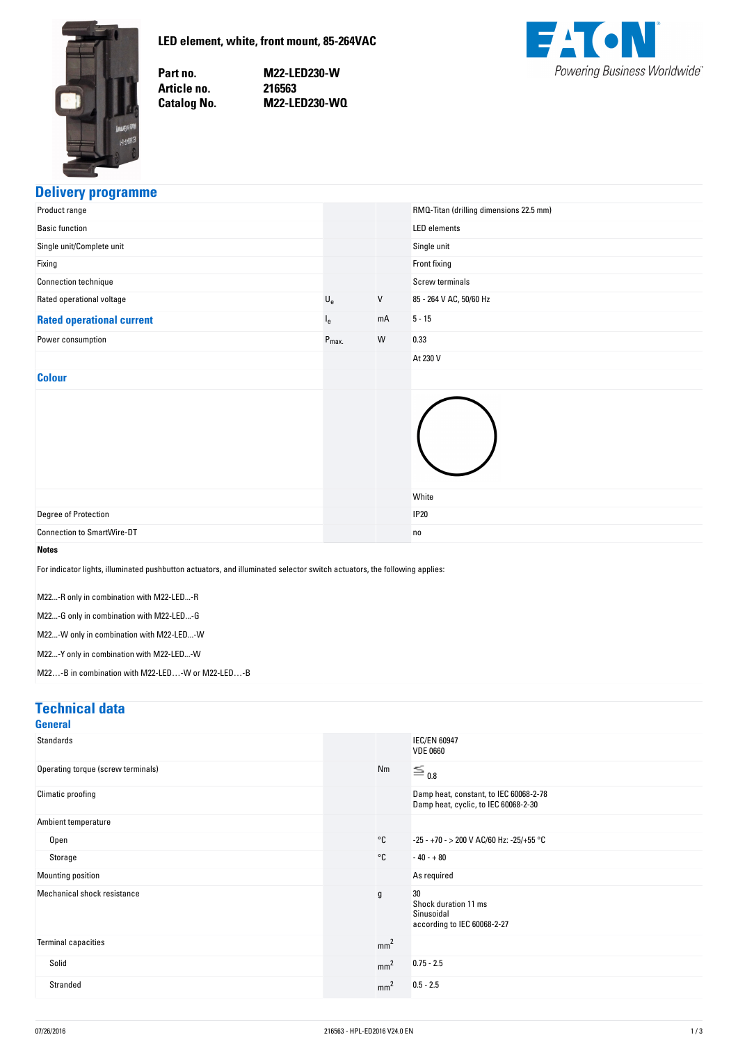LED element, white, front mount, 85-264VAC

| | |
|---|---|
| **Part no.** | **M22-LED230-W** |
| **Article no.** | **216563** |
| **Catalog No.** | **M22-LED230-WQ** |

## Delivery programme

| | | | |
|---|---|---|---|
| Product range | | | RMQ-Titan (drilling dimensions 22.5 mm) |
| Basic function | | | LED elements |
| Single unit/Complete unit | | | Single unit |
| Fixing | | | Front fixing |
| Connection technique | | | Screw terminals |
| Rated operational voltage | $U_e$ | V | 85 - 264 V AC, 50/60 Hz |
| **Rated operational current** | $I_e$ | mA | 5 - 15 |
| Power consumption | $P_{max.}$ | W | 0.33 |
| | | | At 230 V |
| **Colour** | | | White |
| Degree of Protection | | | IP20 |
| Connection to SmartWire-DT | | | no |

**Notes**

For indicator lights, illuminated pushbutton actuators, and illuminated selector switch actuators, the following applies:

M22...-R only in combination with M22-LED...-R

M22...-G only in combination with M22-LED...-G

M22...-W only in combination with M22-LED...-W

M22...-Y only in combination with M22-LED...-W

M22…-B in combination with M22-LED…-W or M22-LED…-B

## Technical data

### General

| | | | |
|---|---|---|---|
| Standards | | | IEC/EN 60947<br>VDE 0660 |
| Operating torque (screw terminals) | | Nm | ≦ 0.8 |
| Climatic proofing | | | Damp heat, constant, to IEC 60068-2-78<br>Damp heat, cyclic, to IEC 60068-2-30 |
| Ambient temperature | | | |
| Open | | °C | -25 - +70 - > 200 V AC/60 Hz: -25/+55 °C |
| Storage | | °C | - 40 - + 80 |
| Mounting position | | | As required |
| Mechanical shock resistance | | g | 30<br>Shock duration 11 ms<br>Sinusoidal<br>according to IEC 60068-2-27 |
| Terminal capacities | | $mm^2$ | |
| Solid | | $mm^2$ | 0.75 - 2.5 |
| Stranded | | $mm^2$ | 0.5 - 2.5 |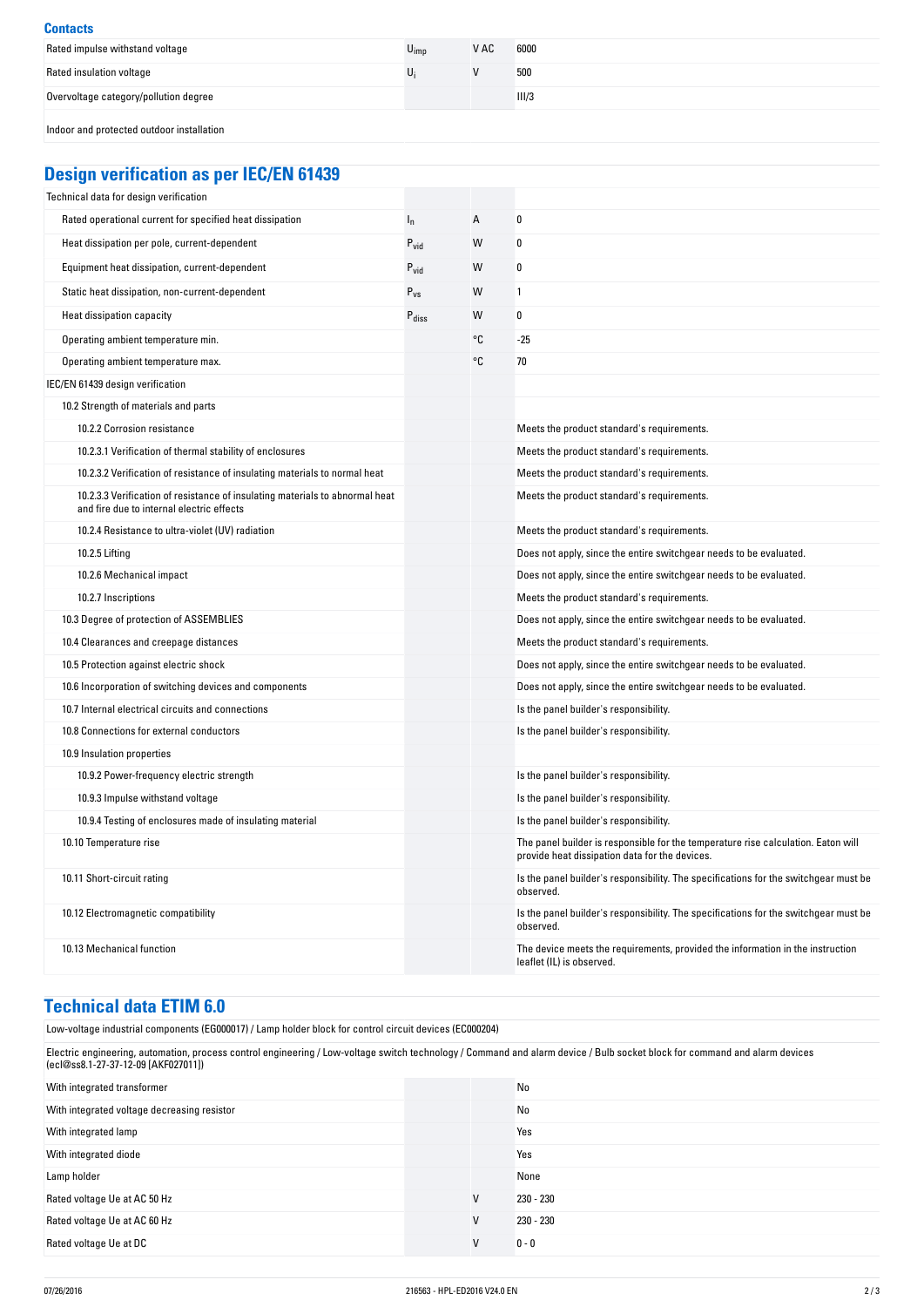### Contacts

| | | | |
|---|---|---|---|
| Rated impulse withstand voltage | $U_{imp}$ | V AC | 6000 |
| Rated insulation voltage | $U_i$ | V | 500 |
| Overvoltage category/pollution degree | | | III/3 |
| Indoor and protected outdoor installation | | | |

## Design verification as per IEC/EN 61439

| | | | |
|---|---|---|---|
| Technical data for design verification | | | |
| Rated operational current for specified heat dissipation | $I_n$ | A | 0 |
| Heat dissipation per pole, current-dependent | $P_{vid}$ | W | 0 |
| Equipment heat dissipation, current-dependent | $P_{vid}$ | W | 0 |
| Static heat dissipation, non-current-dependent | $P_{vs}$ | W | 1 |
| Heat dissipation capacity | $P_{diss}$ | W | 0 |
| Operating ambient temperature min. | | °C | -25 |
| Operating ambient temperature max. | | °C | 70 |
| IEC/EN 61439 design verification | | | |
| 10.2 Strength of materials and parts | | | |
| 10.2.2 Corrosion resistance | | | Meets the product standard's requirements. |
| 10.2.3.1 Verification of thermal stability of enclosures | | | Meets the product standard's requirements. |
| 10.2.3.2 Verification of resistance of insulating materials to normal heat | | | Meets the product standard's requirements. |
| 10.2.3.3 Verification of resistance of insulating materials to abnormal heat and fire due to internal electric effects | | | Meets the product standard's requirements. |
| 10.2.4 Resistance to ultra-violet (UV) radiation | | | Meets the product standard's requirements. |
| 10.2.5 Lifting | | | Does not apply, since the entire switchgear needs to be evaluated. |
| 10.2.6 Mechanical impact | | | Does not apply, since the entire switchgear needs to be evaluated. |
| 10.2.7 Inscriptions | | | Meets the product standard's requirements. |
| 10.3 Degree of protection of ASSEMBLIES | | | Does not apply, since the entire switchgear needs to be evaluated. |
| 10.4 Clearances and creepage distances | | | Meets the product standard's requirements. |
| 10.5 Protection against electric shock | | | Does not apply, since the entire switchgear needs to be evaluated. |
| 10.6 Incorporation of switching devices and components | | | Does not apply, since the entire switchgear needs to be evaluated. |
| 10.7 Internal electrical circuits and connections | | | Is the panel builder's responsibility. |
| 10.8 Connections for external conductors | | | Is the panel builder's responsibility. |
| 10.9 Insulation properties | | | |
| 10.9.2 Power-frequency electric strength | | | Is the panel builder's responsibility. |
| 10.9.3 Impulse withstand voltage | | | Is the panel builder's responsibility. |
| 10.9.4 Testing of enclosures made of insulating material | | | Is the panel builder's responsibility. |
| 10.10 Temperature rise | | | The panel builder is responsible for the temperature rise calculation. Eaton will provide heat dissipation data for the devices. |
| 10.11 Short-circuit rating | | | Is the panel builder's responsibility. The specifications for the switchgear must be observed. |
| 10.12 Electromagnetic compatibility | | | Is the panel builder's responsibility. The specifications for the switchgear must be observed. |
| 10.13 Mechanical function | | | The device meets the requirements, provided the information in the instruction leaflet (IL) is observed. |

## Technical data ETIM 6.0

Low-voltage industrial components (EG000017) / Lamp holder block for control circuit devices (EC000204)

Electric engineering, automation, process control engineering / Low-voltage switch technology / Command and alarm device / Bulb socket block for command and alarm devices (ecl@ss8.1-27-37-12-09 [AKF027011])

| | | | |
|---|---|---|---|
| With integrated transformer | | | No |
| With integrated voltage decreasing resistor | | | No |
| With integrated lamp | | | Yes |
| With integrated diode | | | Yes |
| Lamp holder | | | None |
| Rated voltage Ue at AC 50 Hz | | V | 230 - 230 |
| Rated voltage Ue at AC 60 Hz | | V | 230 - 230 |
| Rated voltage Ue at DC | | V | 0 - 0 |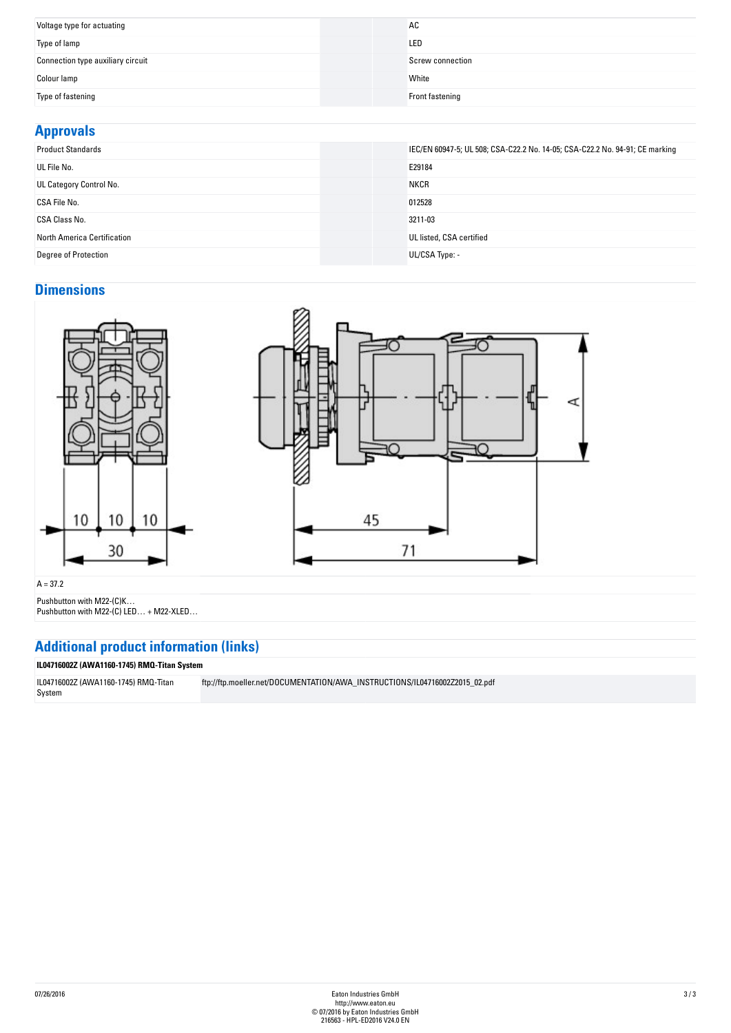| | |
|---|---|
| Voltage type for actuating | AC |
| Type of lamp | LED |
| Connection type auxiliary circuit | Screw connection |
| Colour lamp | White |
| Type of fastening | Front fastening |

## Approvals

| | |
|---|---|
| Product Standards | IEC/EN 60947-5; UL 508; CSA-C22.2 No. 14-05; CSA-C22.2 No. 94-91; CE marking |
| UL File No. | E29184 |
| UL Category Control No. | NKCR |
| CSA File No. | 012528 |
| CSA Class No. | 3211-03 |
| North America Certification | UL listed, CSA certified |
| Degree of Protection | UL/CSA Type: - |

## Dimensions

10
10
10
30
45
71
A

A = 37.2

Pushbutton with M22-(C)K…
Pushbutton with M22-(C) LED… + M22-XLED…

## Additional product information (links)

**IL04716002Z (AWA1160-1745) RMQ-Titan System**

| | |
|---|---|
| IL04716002Z (AWA1160-1745) RMQ-Titan System | ftp://ftp.moeller.net/DOCUMENTATION/AWA_INSTRUCTIONS/IL04716002Z2015_02.pdf |

07/26/2016

Eaton Industries GmbH
http://www.eaton.eu
© 07/2016 by Eaton Industries GmbH
216563 - HPL-ED2016 V24.0 EN